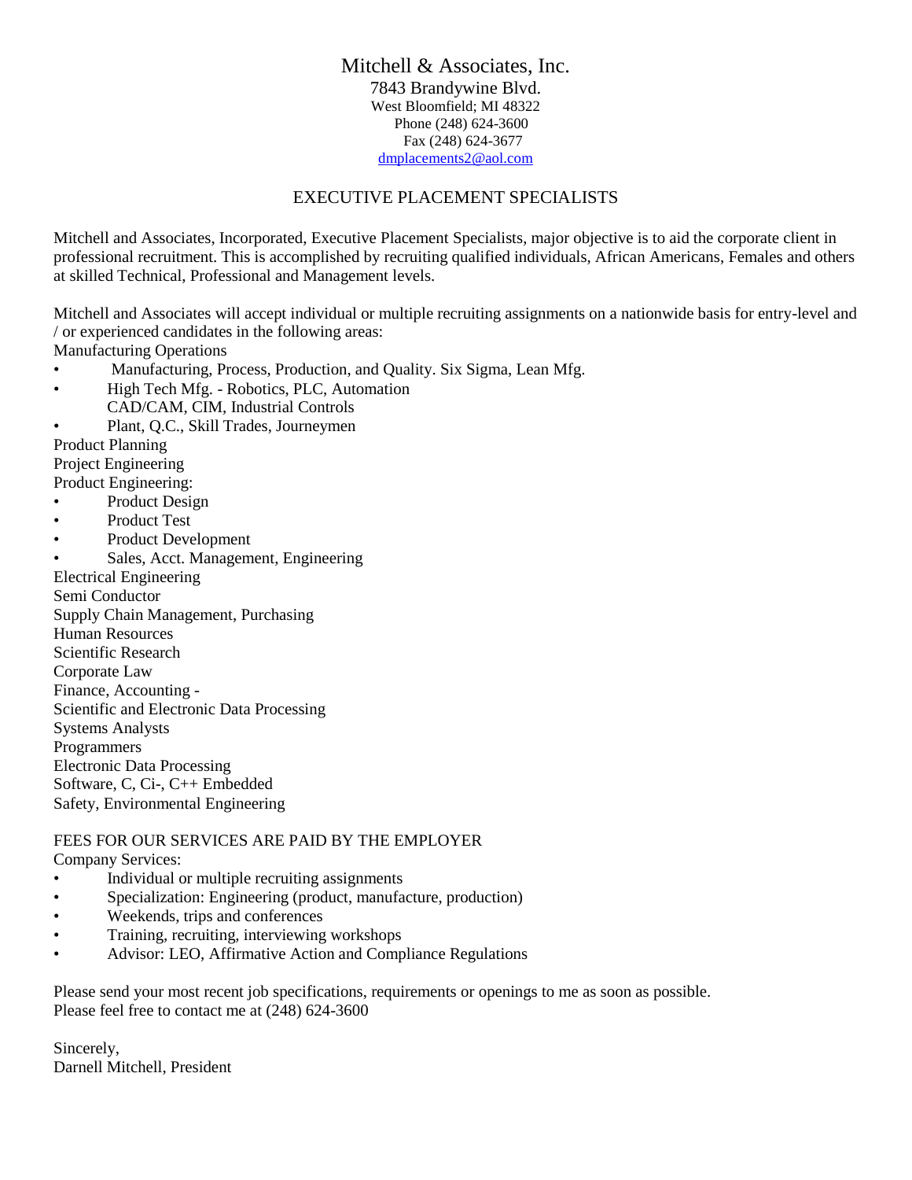# Mitchell & Associates, Inc.

7843 Brandywine Blvd.  
West Bloomfield; MI 48322  
Phone (248) 624-3600  
Fax (248) 624-3677  
dmplacements2@aol.com

## EXECUTIVE PLACEMENT SPECIALISTS

Mitchell and Associates, Incorporated, Executive Placement Specialists, major objective is to aid the corporate client in professional recruitment. This is accomplished by recruiting qualified individuals, African Americans, Females and others at skilled Technical, Professional and Management levels.

Mitchell and Associates will accept individual or multiple recruiting assignments on a nationwide basis for entry-level and / or experienced candidates in the following areas:

Manufacturing Operations

- Manufacturing, Process, Production, and Quality. Six Sigma, Lean Mfg.
- High Tech Mfg. - Robotics, PLC, Automation  
  CAD/CAM, CIM, Industrial Controls
- Plant, Q.C., Skill Trades, Journeymen

Product Planning  
Project Engineering  
Product Engineering:

- Product Design
- Product Test
- Product Development
- Sales, Acct. Management, Engineering

Electrical Engineering  
Semi Conductor  
Supply Chain Management, Purchasing  
Human Resources  
Scientific Research  
Corporate Law  
Finance, Accounting -  
Scientific and Electronic Data Processing  
Systems Analysts  
Programmers  
Electronic Data Processing  
Software, C, Ci-, C++ Embedded  
Safety, Environmental Engineering

FEES FOR OUR SERVICES ARE PAID BY THE EMPLOYER

Company Services:

- Individual or multiple recruiting assignments
- Specialization: Engineering (product, manufacture, production)
- Weekends, trips and conferences
- Training, recruiting, interviewing workshops
- Advisor: LEO, Affirmative Action and Compliance Regulations

Please send your most recent job specifications, requirements or openings to me as soon as possible.  
Please feel free to contact me at (248) 624-3600

Sincerely,  
Darnell Mitchell, President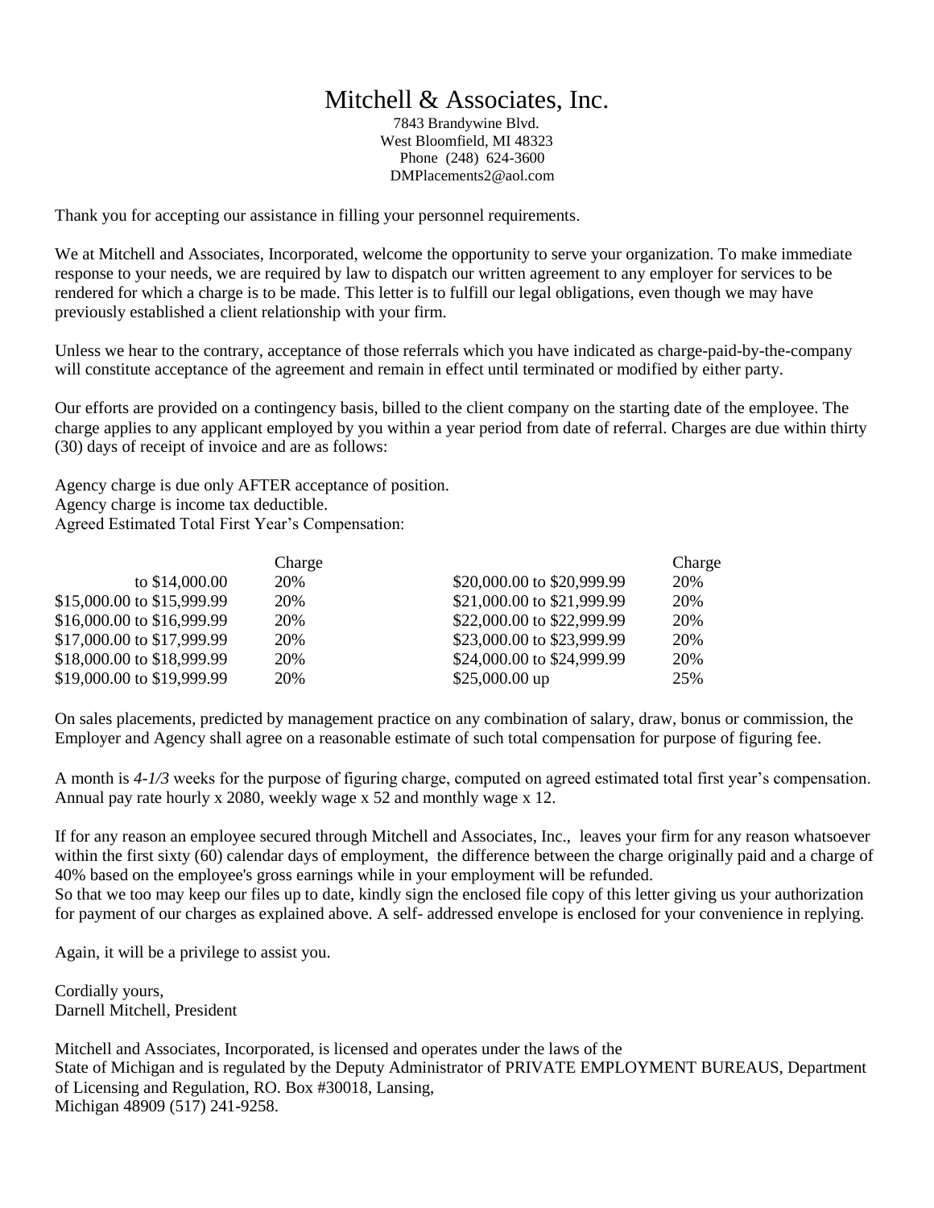# Mitchell & Associates, Inc.

7843 Brandywine Blvd.
West Bloomfield, MI 48323
Phone (248) 624-3600
DMPlacements2@aol.com

Thank you for accepting our assistance in filling your personnel requirements.

We at Mitchell and Associates, Incorporated, welcome the opportunity to serve your organization. To make immediate response to your needs, we are required by law to dispatch our written agreement to any employer for services to be rendered for which a charge is to be made. This letter is to fulfill our legal obligations, even though we may have previously established a client relationship with your firm.

Unless we hear to the contrary, acceptance of those referrals which you have indicated as charge-paid-by-the-company will constitute acceptance of the agreement and remain in effect until terminated or modified by either party.

Our efforts are provided on a contingency basis, billed to the client company on the starting date of the employee. The charge applies to any applicant employed by you within a year period from date of referral. Charges are due within thirty (30) days of receipt of invoice and are as follows:

Agency charge is due only AFTER acceptance of position.
Agency charge is income tax deductible.
Agreed Estimated Total First Year's Compensation:

| | Charge | | Charge |
|---|---|---|---|
| to $14,000.00 | 20% | $20,000.00 to $20,999.99 | 20% |
| $15,000.00 to $15,999.99 | 20% | $21,000.00 to $21,999.99 | 20% |
| $16,000.00 to $16,999.99 | 20% | $22,000.00 to $22,999.99 | 20% |
| $17,000.00 to $17,999.99 | 20% | $23,000.00 to $23,999.99 | 20% |
| $18,000.00 to $18,999.99 | 20% | $24,000.00 to $24,999.99 | 20% |
| $19,000.00 to $19,999.99 | 20% | $25,000.00 up | 25% |

On sales placements, predicted by management practice on any combination of salary, draw, bonus or commission, the Employer and Agency shall agree on a reasonable estimate of such total compensation for purpose of figuring fee.

A month is *4-1/3* weeks for the purpose of figuring charge, computed on agreed estimated total first year's compensation. Annual pay rate hourly x 2080, weekly wage x 52 and monthly wage x 12.

If for any reason an employee secured through Mitchell and Associates, Inc., leaves your firm for any reason whatsoever within the first sixty (60) calendar days of employment, the difference between the charge originally paid and a charge of 40% based on the employee's gross earnings while in your employment will be refunded.
So that we too may keep our files up to date, kindly sign the enclosed file copy of this letter giving us your authorization for payment of our charges as explained above. A self- addressed envelope is enclosed for your convenience in replying.

Again, it will be a privilege to assist you.

Cordially yours,
Darnell Mitchell, President

Mitchell and Associates, Incorporated, is licensed and operates under the laws of the State of Michigan and is regulated by the Deputy Administrator of PRIVATE EMPLOYMENT BUREAUS, Department of Licensing and Regulation, RO. Box #30018, Lansing, Michigan 48909 (517) 241-9258.